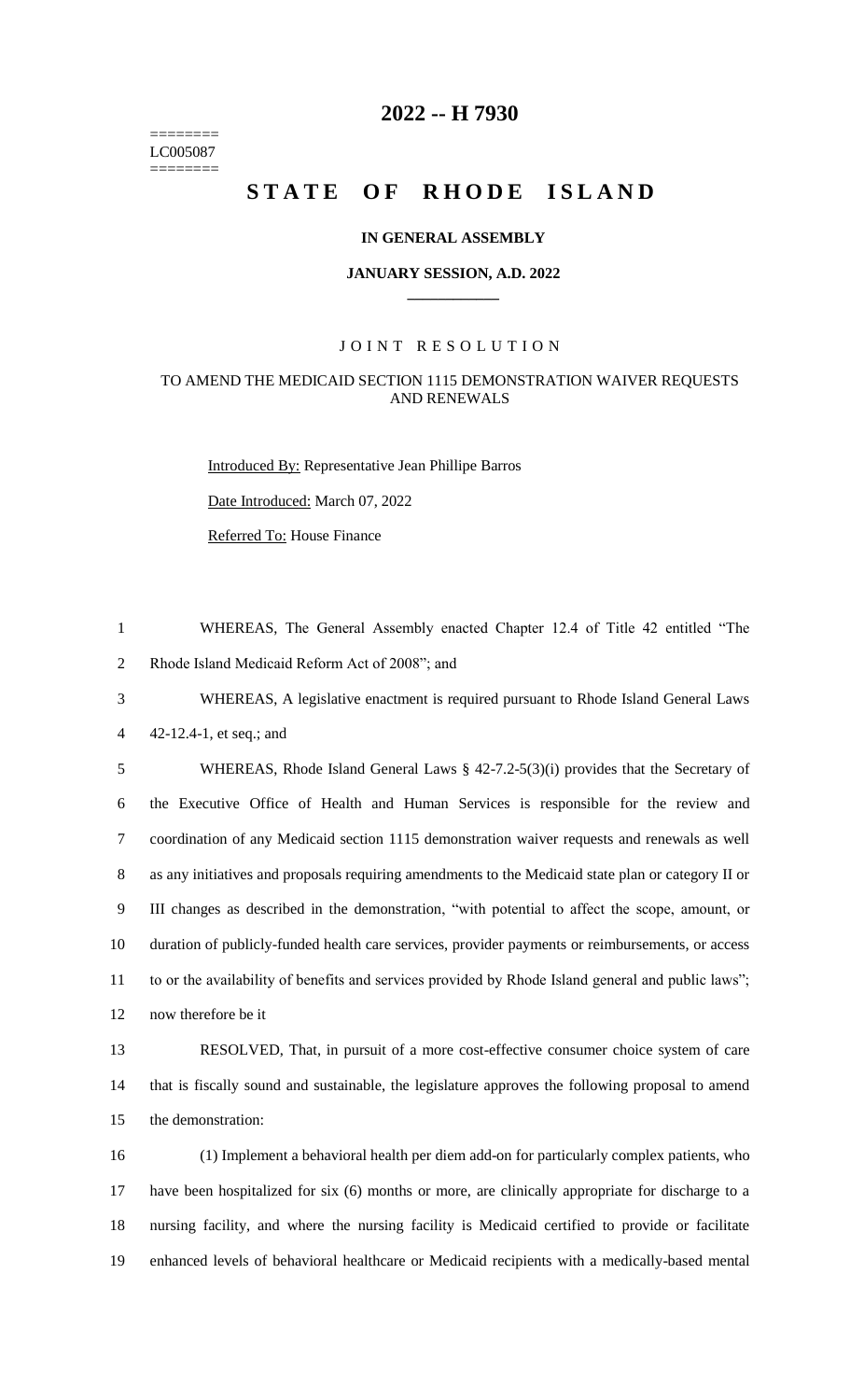# 2022 -- H 7930

========
LC005087
========

# STATE OF RHODE ISLAND

## IN GENERAL ASSEMBLY

### JANUARY SESSION, A.D. 2022

---

JOINT RESOLUTION

TO AMEND THE MEDICAID SECTION 1115 DEMONSTRATION WAIVER REQUESTS AND RENEWALS

Introduced By: Representative Jean Phillipe Barros

Date Introduced: March 07, 2022

Referred To: House Finance

WHEREAS, The General Assembly enacted Chapter 12.4 of Title 42 entitled "The Rhode Island Medicaid Reform Act of 2008"; and

WHEREAS, A legislative enactment is required pursuant to Rhode Island General Laws 42-12.4-1, et seq.; and

WHEREAS, Rhode Island General Laws § 42-7.2-5(3)(i) provides that the Secretary of the Executive Office of Health and Human Services is responsible for the review and coordination of any Medicaid section 1115 demonstration waiver requests and renewals as well as any initiatives and proposals requiring amendments to the Medicaid state plan or category II or III changes as described in the demonstration, "with potential to affect the scope, amount, or duration of publicly-funded health care services, provider payments or reimbursements, or access to or the availability of benefits and services provided by Rhode Island general and public laws"; now therefore be it

RESOLVED, That, in pursuit of a more cost-effective consumer choice system of care that is fiscally sound and sustainable, the legislature approves the following proposal to amend the demonstration:

(1) Implement a behavioral health per diem add-on for particularly complex patients, who have been hospitalized for six (6) months or more, are clinically appropriate for discharge to a nursing facility, and where the nursing facility is Medicaid certified to provide or facilitate enhanced levels of behavioral healthcare or Medicaid recipients with a medically-based mental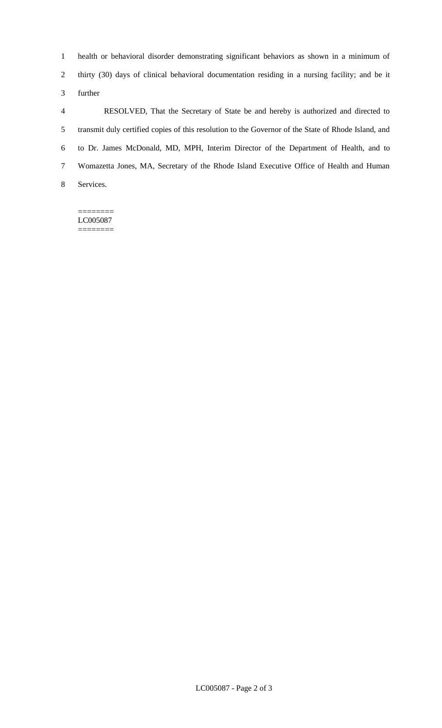health or behavioral disorder demonstrating significant behaviors as shown in a minimum of thirty (30) days of clinical behavioral documentation residing in a nursing facility; and be it further

RESOLVED, That the Secretary of State be and hereby is authorized and directed to transmit duly certified copies of this resolution to the Governor of the State of Rhode Island, and to Dr. James McDonald, MD, MPH, Interim Director of the Department of Health, and to Womazetta Jones, MA, Secretary of the Rhode Island Executive Office of Health and Human Services.

========
LC005087
========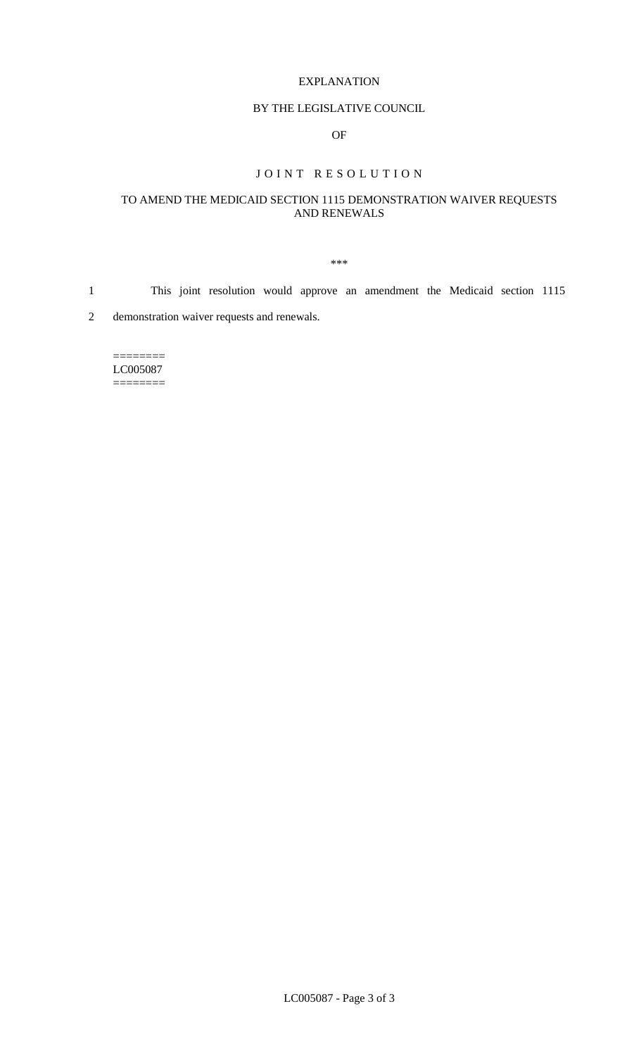EXPLANATION

BY THE LEGISLATIVE COUNCIL

OF

# J O I N T R E S O L U T I O N

## TO AMEND THE MEDICAID SECTION 1115 DEMONSTRATION WAIVER REQUESTS AND RENEWALS

***

1 This joint resolution would approve an amendment the Medicaid section 1115
2 demonstration waiver requests and renewals.

========
LC005087
========